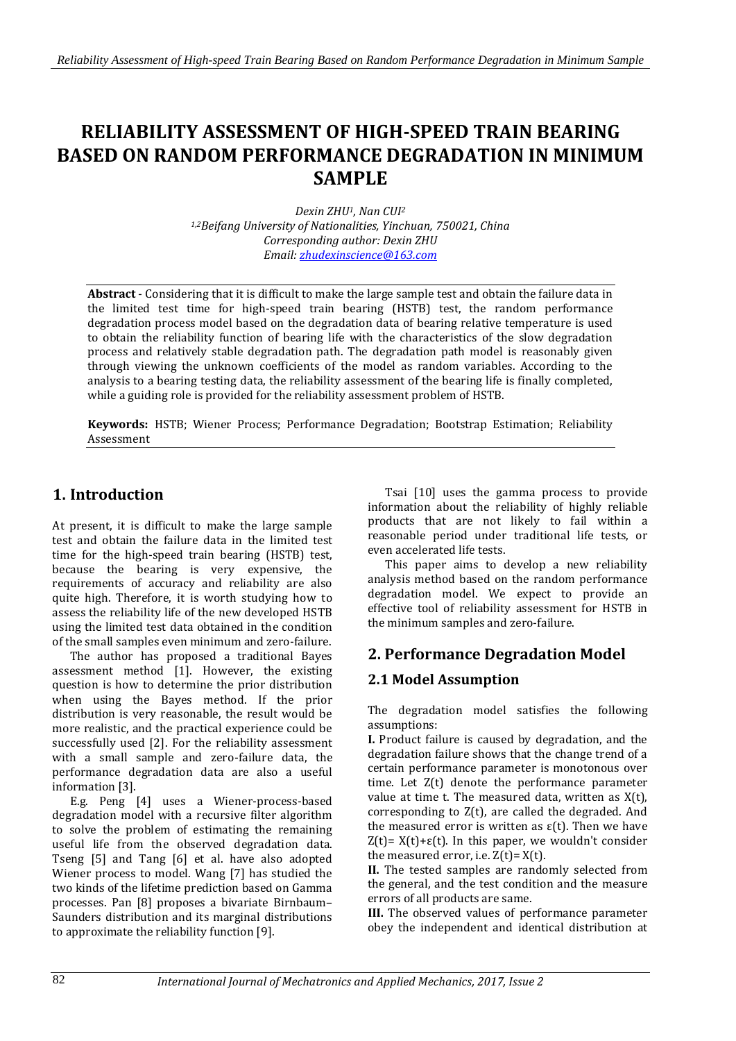# RELIABILITY ASSESSMENT OF HIGH-SPEED TRAIN BEARING BASED ON RANDOM PERFORMANCE DEGRADATION IN MINIMUM SAMPLE

*Dexin ZHU[1], Nan CUI[2]*
*[1,2]Beifang University of Nationalities, Yinchuan, 750021, China*
*Corresponding author: Dexin ZHU*
*Email: zhudexinscience@163.com*

**Abstract** - Considering that it is difficult to make the large sample test and obtain the failure data in the limited test time for high-speed train bearing (HSTB) test, the random performance degradation process model based on the degradation data of bearing relative temperature is used to obtain the reliability function of bearing life with the characteristics of the slow degradation process and relatively stable degradation path. The degradation path model is reasonably given through viewing the unknown coefficients of the model as random variables. According to the analysis to a bearing testing data, the reliability assessment of the bearing life is finally completed, while a guiding role is provided for the reliability assessment problem of HSTB.

**Keywords:** HSTB; Wiener Process; Performance Degradation; Bootstrap Estimation; Reliability Assessment

## 1. Introduction

At present, it is difficult to make the large sample test and obtain the failure data in the limited test time for the high-speed train bearing (HSTB) test, because the bearing is very expensive, the requirements of accuracy and reliability are also quite high. Therefore, it is worth studying how to assess the reliability life of the new developed HSTB using the limited test data obtained in the condition of the small samples even minimum and zero-failure.

The author has proposed a traditional Bayes assessment method [1]. However, the existing question is how to determine the prior distribution when using the Bayes method. If the prior distribution is very reasonable, the result would be more realistic, and the practical experience could be successfully used [2]. For the reliability assessment with a small sample and zero-failure data, the performance degradation data are also a useful information [3].

E.g. Peng [4] uses a Wiener-process-based degradation model with a recursive filter algorithm to solve the problem of estimating the remaining useful life from the observed degradation data. Tseng [5] and Tang [6] et al. have also adopted Wiener process to model. Wang [7] has studied the two kinds of the lifetime prediction based on Gamma processes. Pan [8] proposes a bivariate Birnbaum–Saunders distribution and its marginal distributions to approximate the reliability function [9].

Tsai [10] uses the gamma process to provide information about the reliability of highly reliable products that are not likely to fail within a reasonable period under traditional life tests, or even accelerated life tests.

This paper aims to develop a new reliability analysis method based on the random performance degradation model. We expect to provide an effective tool of reliability assessment for HSTB in the minimum samples and zero-failure.

## 2. Performance Degradation Model

### 2.1 Model Assumption

The degradation model satisfies the following assumptions:

**I.** Product failure is caused by degradation, and the degradation failure shows that the change trend of a certain performance parameter is monotonous over time. Let $Z(t)$ denote the performance parameter value at time t. The measured data, written as $X(t)$, corresponding to $Z(t)$, are called the degraded. And the measured error is written as $\varepsilon(t)$. Then we have $Z(t)= X(t)+\varepsilon(t)$. In this paper, we wouldn't consider the measured error, i.e. $Z(t)= X(t)$.

**II.** The tested samples are randomly selected from the general, and the test condition and the measure errors of all products are same.

**III.** The observed values of performance parameter obey the independent and identical distribution at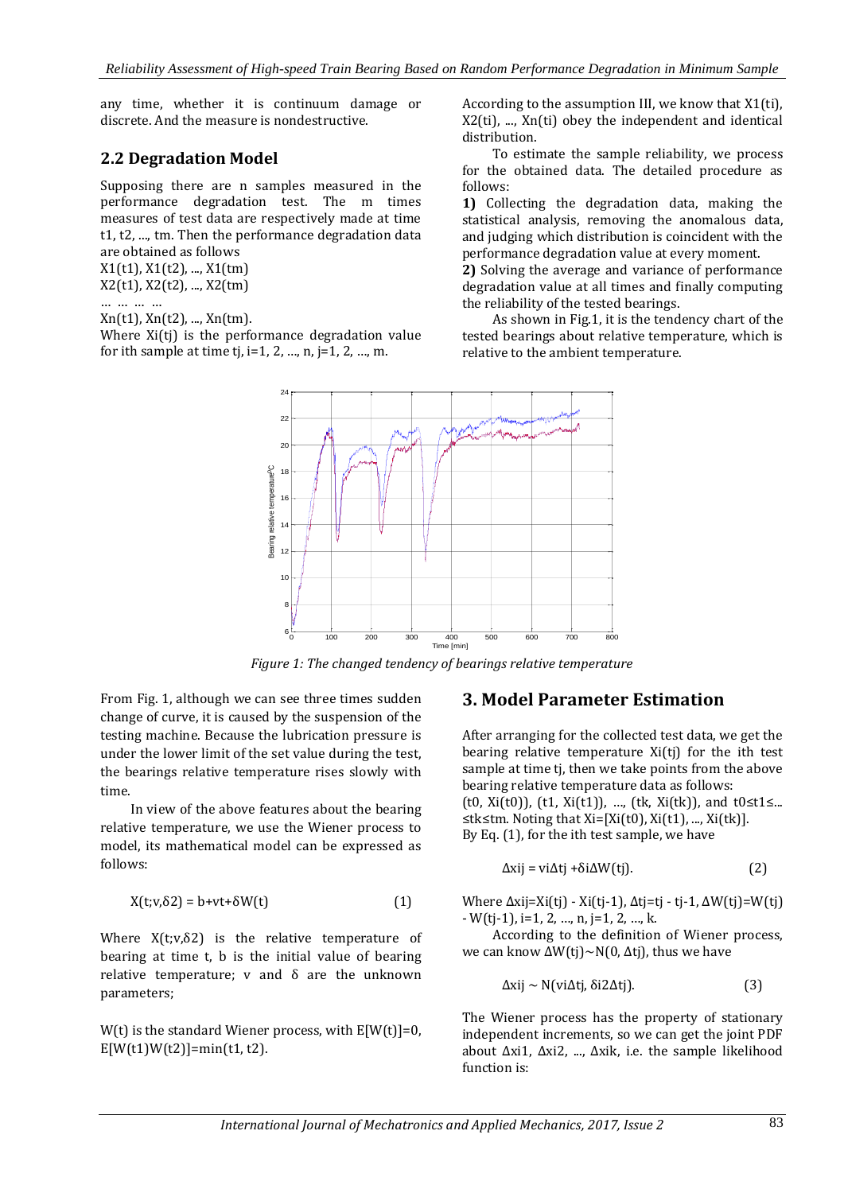any time, whether it is continuum damage or discrete. And the measure is nondestructive.

## 2.2 Degradation Model

Supposing there are n samples measured in the performance degradation test. The m times measures of test data are respectively made at time $t_1, t_2, ..., t_m$. Then the performance degradation data are obtained as follows

$X_1(t_1), X_1(t_2), ..., X_1(t_m)$

$X_2(t_1), X_2(t_2), ..., X_2(t_m)$

… … … …

$X_n(t_1), X_n(t_2), ..., X_n(t_m)$.

Where $X_i(t_j)$ is the performance degradation value for ith sample at time $t_j$, $i=1, 2, ..., n$, $j=1, 2, ..., m$.

According to the assumption III, we know that $X_1(t_i), X_2(t_i), ..., X_n(t_i)$ obey the independent and identical distribution.

To estimate the sample reliability, we process for the obtained data. The detailed procedure as follows:

**1)** Collecting the degradation data, making the statistical analysis, removing the anomalous data, and judging which distribution is coincident with the performance degradation value at every moment.

**2)** Solving the average and variance of performance degradation value at all times and finally computing the reliability of the tested bearings.

As shown in Fig.1, it is the tendency chart of the tested bearings about relative temperature, which is relative to the ambient temperature.

Bearing relative temperature/°C

24
22
20
18
16
14
12
10
8
6

0 100 200 300 400 500 600 700 800

Time [min]

*Figure 1: The changed tendency of bearings relative temperature*

From Fig. 1, although we can see three times sudden change of curve, it is caused by the suspension of the testing machine. Because the lubrication pressure is under the lower limit of the set value during the test, the bearings relative temperature rises slowly with time.

In view of the above features about the bearing relative temperature, we use the Wiener process to model, its mathematical model can be expressed as follows:

$$X(t;v,\delta^2) = b+vt+\delta W(t) \qquad (1)$$

Where $X(t;v,\delta^2)$ is the relative temperature of bearing at time t, b is the initial value of bearing relative temperature; v and δ are the unknown parameters;

W(t) is the standard Wiener process, with $E[W(t)]=0$, $E[W(t_1)W(t_2)]=\min(t_1, t_2)$.

# 3. Model Parameter Estimation

After arranging for the collected test data, we get the bearing relative temperature $X_i(t_j)$ for the ith test sample at time $t_j$, then we take points from the above bearing relative temperature data as follows:

$(t_0, X_i(t_0))$, $(t_1, X_i(t_1))$, …, $(t_k, X_i(t_k))$, and $t_0 \le t_1 \le ... \le t_k \le t_m$. Noting that $X_i=[X_i(t_0), X_i(t_1), ..., X_i(t_k)]$.

By Eq. (1), for the ith test sample, we have

$$\Delta x_{ij} = v_i\Delta t_j + \delta_i \Delta W(t_j). \qquad (2)$$

Where $\Delta x_{ij}=X_i(t_j) - X_i(t_{j-1})$, $\Delta t_j=t_j - t_{j-1}$, $\Delta W(t_j)=W(t_j) - W(t_{j-1})$, $i=1, 2, ..., n$, $j=1, 2, ..., k$.

According to the definition of Wiener process, we can know $\Delta W(t_j) \sim N(0, \Delta t_j)$, thus we have

$$\Delta x_{ij} \sim N(v_i\Delta t_j, \delta_i^2\Delta t_j). \qquad (3)$$

The Wiener process has the property of stationary independent increments, so we can get the joint PDF about $\Delta x_{i1}, \Delta x_{i2}, ..., \Delta x_{ik}$, i.e. the sample likelihood function is: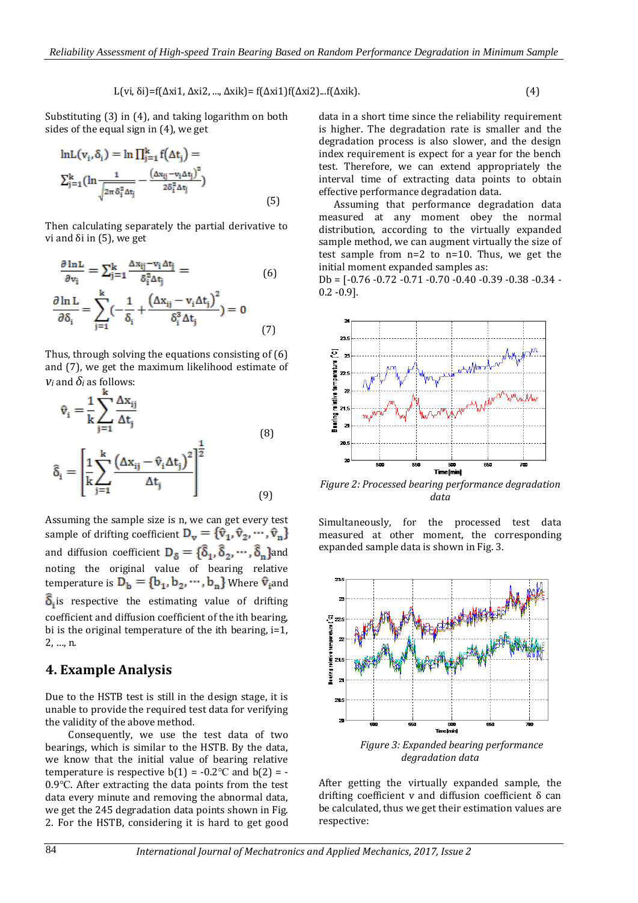$$L(v_i, \delta_i)=f(\Delta x_{i1}, \Delta x_{i2}, ..., \Delta x_{ik})= f(\Delta x_{i1})f(\Delta x_{i2})...f(\Delta x_{ik}). \quad (4)$$

Substituting (3) in (4), and taking logarithm on both sides of the equal sign in (4), we get

$$\ln L(v_i,\delta_i) = \ln \prod_{j=1}^{k} f(\Delta t_j) = \sum_{j=1}^{k}\left(\ln \frac{1}{\sqrt{2\pi\delta_i^2\Delta t_j}} - \frac{(\Delta x_{ij}-v_i\Delta t_j)^2}{2\delta_i^2\Delta t_j}\right) \quad (5)$$

Then calculating separately the partial derivative to $v_i$ and $\delta_i$ in (5), we get

$$\frac{\partial \ln L}{\partial v_i} = \sum_{j=1}^{k}\frac{\Delta x_{ij}-v_i\Delta t_j}{\delta_i^2\Delta t_j} = \quad (6)$$

$$\frac{\partial \ln L}{\partial \delta_i} = \sum_{j=1}^{k}\left(-\frac{1}{\delta_i} + \frac{(\Delta x_{ij}-v_i\Delta t_j)^2}{\delta_i^3\Delta t_j}\right) = 0 \quad (7)$$

Thus, through solving the equations consisting of (6) and (7), we get the maximum likelihood estimate of $v_i$ and $\delta_i$ as follows:

$$\hat{v}_i = \frac{1}{k}\sum_{j=1}^{k}\frac{\Delta x_{ij}}{\Delta t_j} \quad (8)$$

$$\hat{\delta}_i = \left[\frac{1}{k}\sum_{j=1}^{k}\frac{(\Delta x_{ij}-\hat{v}_i\Delta t_j)^2}{\Delta t_j}\right]^{\frac{1}{2}} \quad (9)$$

Assuming the sample size is n, we can get every test sample of drifting coefficient $D_v = \{\hat{v}_1, \hat{v}_2, \cdots, \hat{v}_n\}$ and diffusion coefficient $D_\delta = \{\hat{\delta}_1, \hat{\delta}_2, \cdots, \hat{\delta}_n\}$and noting the original value of bearing relative temperature is $D_b = \{b_1, b_2, \cdots, b_n\}$ Where $\hat{v}_i$and $\hat{\delta}_i$is respective the estimating value of drifting coefficient and diffusion coefficient of the ith bearing, bi is the original temperature of the ith bearing, i=1, 2, ..., n.

## 4. Example Analysis

Due to the HSTB test is still in the design stage, it is unable to provide the required test data for verifying the validity of the above method.

Consequently, we use the test data of two bearings, which is similar to the HSTB. By the data, we know that the initial value of bearing relative temperature is respective b(1) = -0.2°C and b(2) = -0.9°C. After extracting the data points from the test data every minute and removing the abnormal data, we get the 245 degradation data points shown in Fig. 2. For the HSTB, considering it is hard to get good data in a short time since the reliability requirement is higher. The degradation rate is smaller and the degradation process is also slower, and the design index requirement is expect for a year for the bench test. Therefore, we can extend appropriately the interval time of extracting data points to obtain effective performance degradation data.

Assuming that performance degradation data measured at any moment obey the normal distribution, according to the virtually expanded sample method, we can augment virtually the size of test sample from n=2 to n=10. Thus, we get the initial moment expanded samples as:

Db = [-0.76 -0.72 -0.71 -0.70 -0.40 -0.39 -0.38 -0.34 -0.2 -0.9].

24
23.5
23
22.5
22
21.5
21
20.5
20
Bearing relative temperature [°C]
500
550
600
650
700
Time[min]

*Figure 2: Processed bearing performance degradation data*

Simultaneously, for the processed test data measured at other moment, the corresponding expanded sample data is shown in Fig. 3.

23.5
23
22.5
22
21.5
21
20.5
20
Bearing relative temperature [°C]
500
550
600
650
700
Time[min]

*Figure 3: Expanded bearing performance degradation data*

After getting the virtually expanded sample, the drifting coefficient v and diffusion coefficient δ can be calculated, thus we get their estimation values are respective: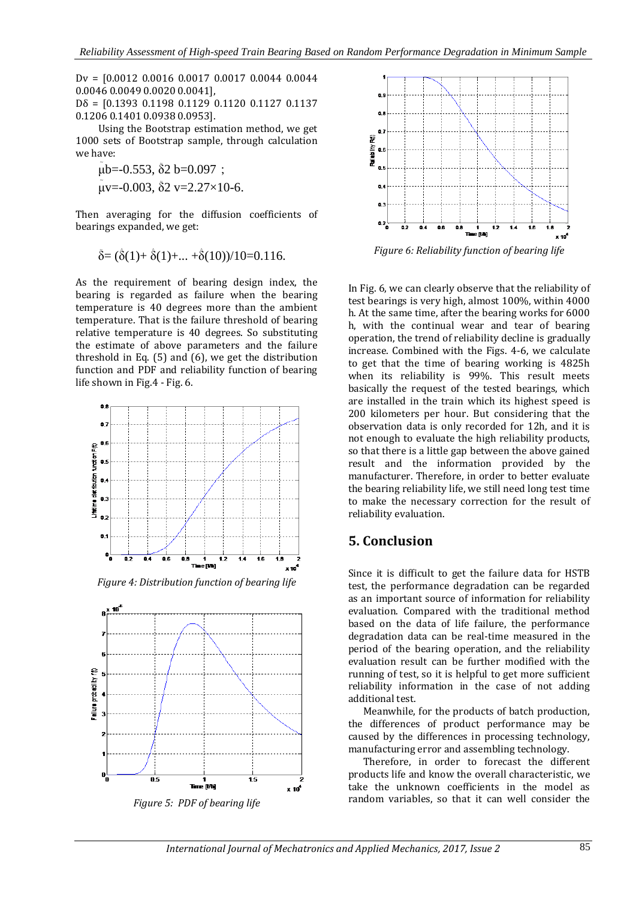$D_v$ = [0.0012 0.0016 0.0017 0.0017 0.0044 0.0044 0.0046 0.0049 0.0020 0.0041],

$D_\delta$ = [0.1393 0.1198 0.1129 0.1120 0.1127 0.1137 0.1206 0.1401 0.0938 0.0953].

Using the Bootstrap estimation method, we get 1000 sets of Bootstrap sample, through calculation we have:

$$\tilde{\mu}_b = -0.553,\ \hat{\delta}^2_b = 0.097\ ;$$

$$\tilde{\mu}_v = -0.003,\ \hat{\delta}^2_v = 2.27\times10^{-6}.$$

Then averaging for the diffusion coefficients of bearings expanded, we get:

$$\hat{\delta} = (\hat{\delta}(1) + \hat{\delta}(1) + \ldots + \hat{\delta}(10))/10 = 0.116.$$

As the requirement of bearing design index, the bearing is regarded as failure when the bearing temperature is 40 degrees more than the ambient temperature. That is the failure threshold of bearing relative temperature is 40 degrees. So substituting the estimate of above parameters and the failure threshold in Eq. (5) and (6), we get the distribution function and PDF and reliability function of bearing life shown in Fig.4 - Fig. 6.

Lifetime distribution function F(t)
Time [t/h]
x 10^4

*Figure 4: Distribution function of bearing life*

x 10^-5
Failure probability f(t)
Time [t/h]
x 10^4

*Figure 5: PDF of bearing life*

Reliability R(t)
Time [t/h]
x 10^4

*Figure 6: Reliability function of bearing life*

In Fig. 6, we can clearly observe that the reliability of test bearings is very high, almost 100%, within 4000 h. At the same time, after the bearing works for 6000 h, with the continual wear and tear of bearing operation, the trend of reliability decline is gradually increase. Combined with the Figs. 4-6, we calculate to get that the time of bearing working is 4825h when its reliability is 99%. This result meets basically the request of the tested bearings, which are installed in the train which its highest speed is 200 kilometers per hour. But considering that the observation data is only recorded for 12h, and it is not enough to evaluate the high reliability products, so that there is a little gap between the above gained result and the information provided by the manufacturer. Therefore, in order to better evaluate the bearing reliability life, we still need long test time to make the necessary correction for the result of reliability evaluation.

## 5. Conclusion

Since it is difficult to get the failure data for HSTB test, the performance degradation can be regarded as an important source of information for reliability evaluation. Compared with the traditional method based on the data of life failure, the performance degradation data can be real-time measured in the period of the bearing operation, and the reliability evaluation result can be further modified with the running of test, so it is helpful to get more sufficient reliability information in the case of not adding additional test.

Meanwhile, for the products of batch production, the differences of product performance may be caused by the differences in processing technology, manufacturing error and assembling technology.

Therefore, in order to forecast the different products life and know the overall characteristic, we take the unknown coefficients in the model as random variables, so that it can well consider the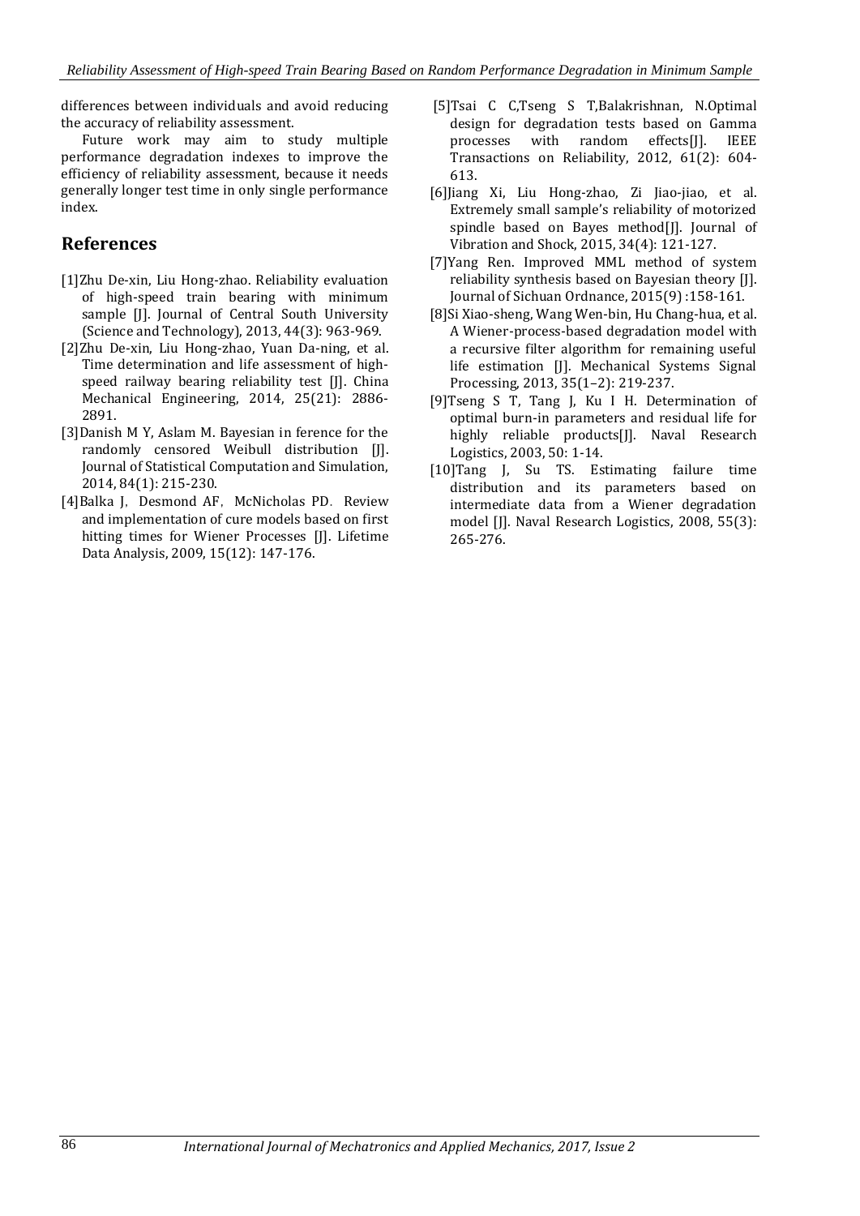differences between individuals and avoid reducing the accuracy of reliability assessment.

Future work may aim to study multiple performance degradation indexes to improve the efficiency of reliability assessment, because it needs generally longer test time in only single performance index.

## References

[1]Zhu De-xin, Liu Hong-zhao. Reliability evaluation of high-speed train bearing with minimum sample [J]. Journal of Central South University (Science and Technology), 2013, 44(3): 963-969.

[2]Zhu De-xin, Liu Hong-zhao, Yuan Da-ning, et al. Time determination and life assessment of high-speed railway bearing reliability test [J]. China Mechanical Engineering, 2014, 25(21): 2886-2891.

[3]Danish M Y, Aslam M. Bayesian in ference for the randomly censored Weibull distribution [J]. Journal of Statistical Computation and Simulation, 2014, 84(1): 215-230.

[4]Balka J，Desmond AF，McNicholas PD．Review and implementation of cure models based on first hitting times for Wiener Processes [J]. Lifetime Data Analysis, 2009, 15(12): 147-176.

[5]Tsai C C,Tseng S T,Balakrishnan, N.Optimal design for degradation tests based on Gamma processes with random effects[J]. IEEE Transactions on Reliability, 2012, 61(2): 604-613.

[6]Jiang Xi, Liu Hong-zhao, Zi Jiao-jiao, et al. Extremely small sample's reliability of motorized spindle based on Bayes method[J]. Journal of Vibration and Shock, 2015, 34(4): 121-127.

[7]Yang Ren. Improved MML method of system reliability synthesis based on Bayesian theory [J]. Journal of Sichuan Ordnance, 2015(9) :158-161.

[8]Si Xiao-sheng, Wang Wen-bin, Hu Chang-hua, et al. A Wiener-process-based degradation model with a recursive filter algorithm for remaining useful life estimation [J]. Mechanical Systems Signal Processing, 2013, 35(1–2): 219-237.

[9]Tseng S T, Tang J, Ku I H. Determination of optimal burn-in parameters and residual life for highly reliable products[J]. Naval Research Logistics, 2003, 50: 1-14.

[10]Tang J, Su TS. Estimating failure time distribution and its parameters based on intermediate data from a Wiener degradation model [J]. Naval Research Logistics, 2008, 55(3): 265-276.